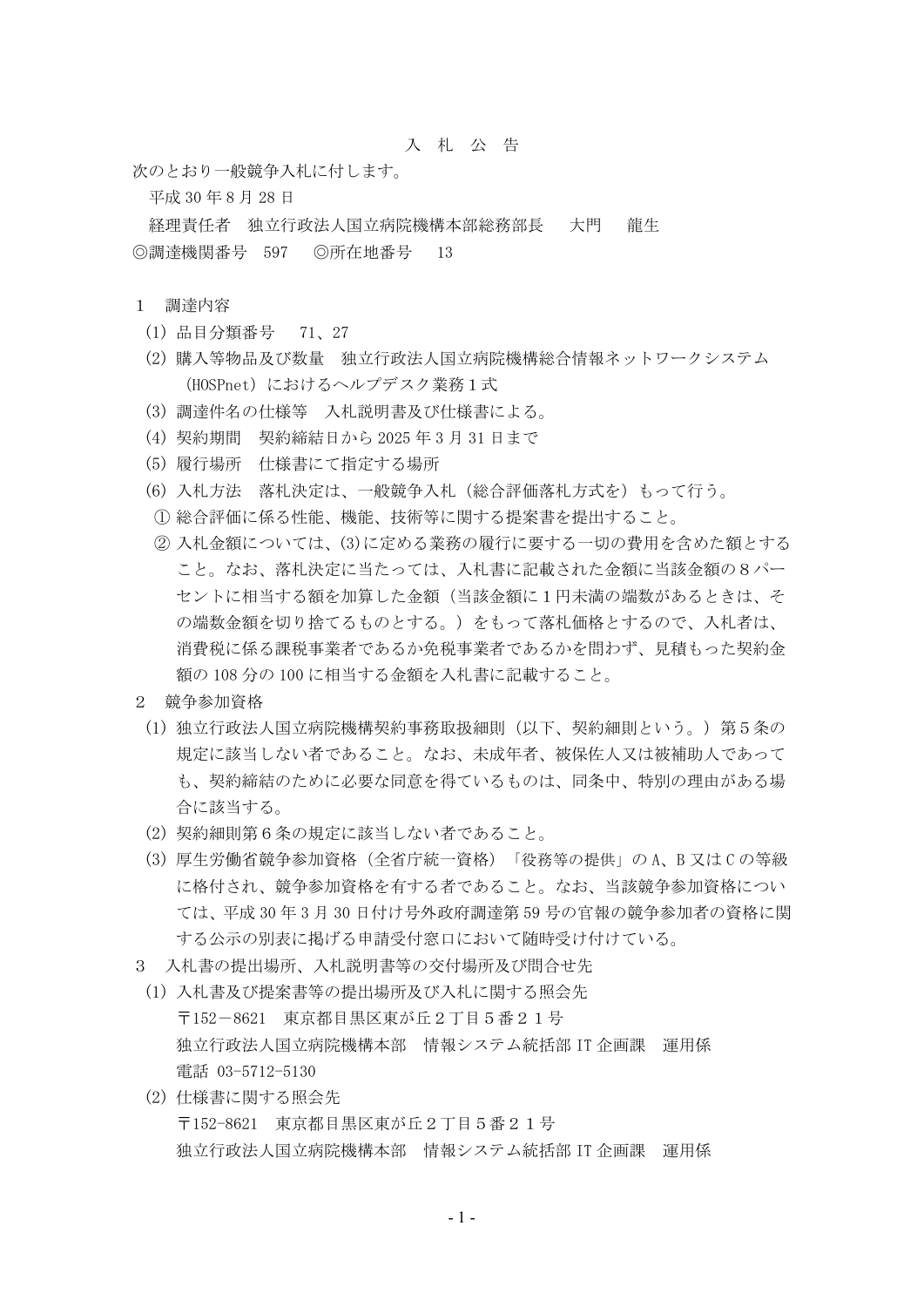# 入　札　公　告

次のとおり一般競争入札に付します。

平成 30 年 8 月 28 日

経理責任者　独立行政法人国立病院機構本部総務部長　　大門　　龍生

◎調達機関番号　597　　◎所在地番号　　13

## 1　調達内容

(1) 品目分類番号　　71、27

(2) 購入等物品及び数量　独立行政法人国立病院機構総合情報ネットワークシステム（HOSPnet）におけるヘルプデスク業務１式

(3) 調達件名の仕様等　入札説明書及び仕様書による。

(4) 契約期間　契約締結日から 2025 年 3 月 31 日まで

(5) 履行場所　仕様書にて指定する場所

(6) 入札方法　落札決定は、一般競争入札（総合評価落札方式を）もって行う。

① 総合評価に係る性能、機能、技術等に関する提案書を提出すること。

② 入札金額については、(3)に定める業務の履行に要する一切の費用を含めた額とすること。なお、落札決定に当たっては、入札書に記載された金額に当該金額の８パーセントに相当する額を加算した金額（当該金額に１円未満の端数があるときは、その端数金額を切り捨てるものとする。）をもって落札価格とするので、入札者は、消費税に係る課税事業者であるか免税事業者であるかを問わず、見積もった契約金額の 108 分の 100 に相当する金額を入札書に記載すること。

## 2　競争参加資格

(1) 独立行政法人国立病院機構契約事務取扱細則（以下、契約細則という。）第５条の規定に該当しない者であること。なお、未成年者、被保佐人又は被補助人であっても、契約締結のために必要な同意を得ているものは、同条中、特別の理由がある場合に該当する。

(2) 契約細則第６条の規定に該当しない者であること。

(3) 厚生労働省競争参加資格（全省庁統一資格）「役務等の提供」の A、B 又は C の等級に格付され、競争参加資格を有する者であること。なお、当該競争参加資格については、平成 30 年 3 月 30 日付け号外政府調達第 59 号の官報の競争参加者の資格に関する公示の別表に掲げる申請受付窓口において随時受け付けている。

## 3　入札書の提出場所、入札説明書等の交付場所及び問合せ先

(1) 入札書及び提案書等の提出場所及び入札に関する照会先

〒152－8621　東京都目黒区東が丘２丁目５番２１号

独立行政法人国立病院機構本部　情報システム統括部 IT 企画課　運用係

電話 03-5712-5130

(2) 仕様書に関する照会先

〒152-8621　東京都目黒区東が丘２丁目５番２１号

独立行政法人国立病院機構本部　情報システム統括部 IT 企画課　運用係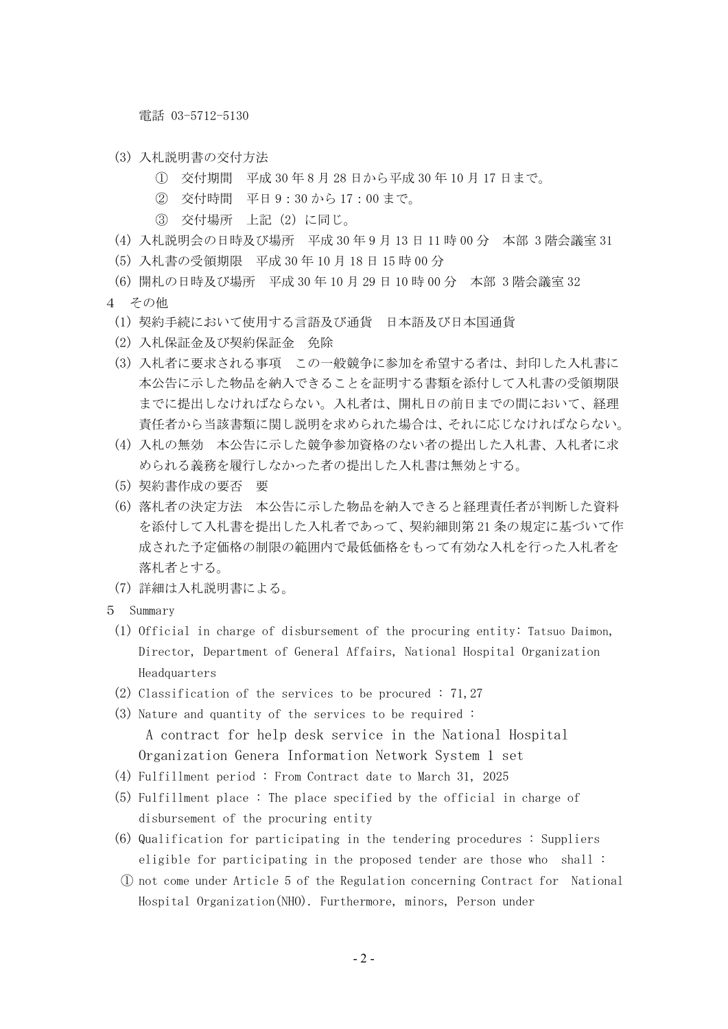電話 03-5712-5130

(3) 入札説明書の交付方法

① 交付期間　平成 30 年 8 月 28 日から平成 30 年 10 月 17 日まで。

② 交付時間　平日 9：30 から 17：00 まで。

③ 交付場所　上記 (2) に同じ。

(4) 入札説明会の日時及び場所　平成 30 年 9 月 13 日 11 時 00 分　本部 3 階会議室 31

(5) 入札書の受領期限　平成 30 年 10 月 18 日 15 時 00 分

(6) 開札の日時及び場所　平成 30 年 10 月 29 日 10 時 00 分　本部 3 階会議室 32

4　その他

(1) 契約手続において使用する言語及び通貨　日本語及び日本国通貨

(2) 入札保証金及び契約保証金　免除

(3) 入札者に要求される事項　この一般競争に参加を希望する者は、封印した入札書に本公告に示した物品を納入できることを証明する書類を添付して入札書の受領期限までに提出しなければならない。入札者は、開札日の前日までの間において、経理責任者から当該書類に関し説明を求められた場合は、それに応じなければならない。

(4) 入札の無効　本公告に示した競争参加資格のない者の提出した入札書、入札者に求められる義務を履行しなかった者の提出した入札書は無効とする。

(5) 契約書作成の要否　要

(6) 落札者の決定方法　本公告に示した物品を納入できると経理責任者が判断した資料を添付して入札書を提出した入札者であって、契約細則第 21 条の規定に基づいて作成された予定価格の制限の範囲内で最低価格をもって有効な入札を行った入札者を落札者とする。

(7) 詳細は入札説明書による。

5　Summary

(1) Official in charge of disbursement of the procuring entity: Tatsuo Daimon, Director, Department of General Affairs, National Hospital Organization Headquarters

(2) Classification of the services to be procured : 71,27

(3) Nature and quantity of the services to be required :
A contract for help desk service in the National Hospital Organization Genera Information Network System 1 set

(4) Fulfillment period : From Contract date to March 31, 2025

(5) Fulfillment place : The place specified by the official in charge of disbursement of the procuring entity

(6) Qualification for participating in the tendering procedures : Suppliers eligible for participating in the proposed tender are those who shall :

① not come under Article 5 of the Regulation concerning Contract for National Hospital Organization(NHO). Furthermore, minors, Person under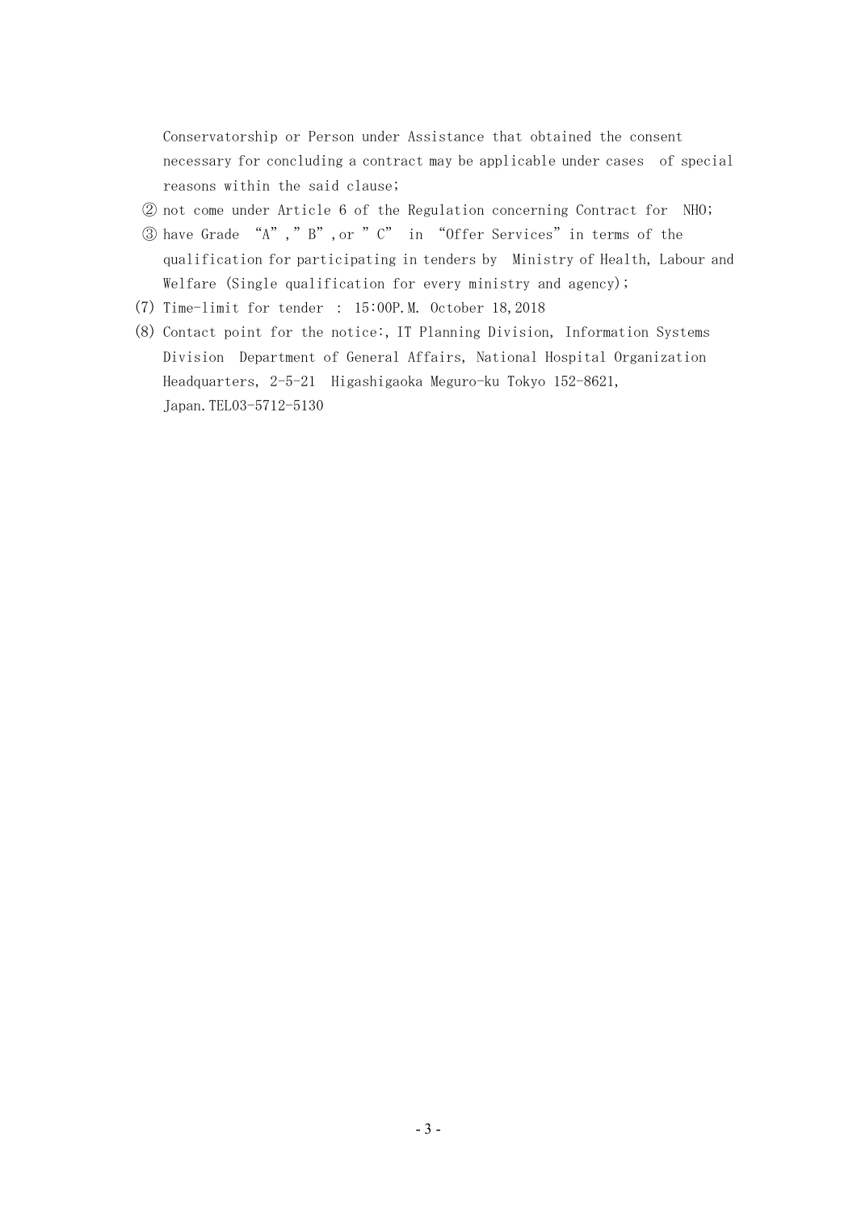Conservatorship or Person under Assistance that obtained the consent necessary for concluding a contract may be applicable under cases of special reasons within the said clause;

② not come under Article 6 of the Regulation concerning Contract for NHO;

③ have Grade "A", "B", or "C" in "Offer Services" in terms of the qualification for participating in tenders by Ministry of Health, Labour and Welfare (Single qualification for every ministry and agency);

(7) Time-limit for tender : 15:00P.M. October 18,2018

(8) Contact point for the notice:, IT Planning Division, Information Systems Division Department of General Affairs, National Hospital Organization Headquarters, 2-5-21 Higashigaoka Meguro-ku Tokyo 152-8621, Japan.TEL03-5712-5130